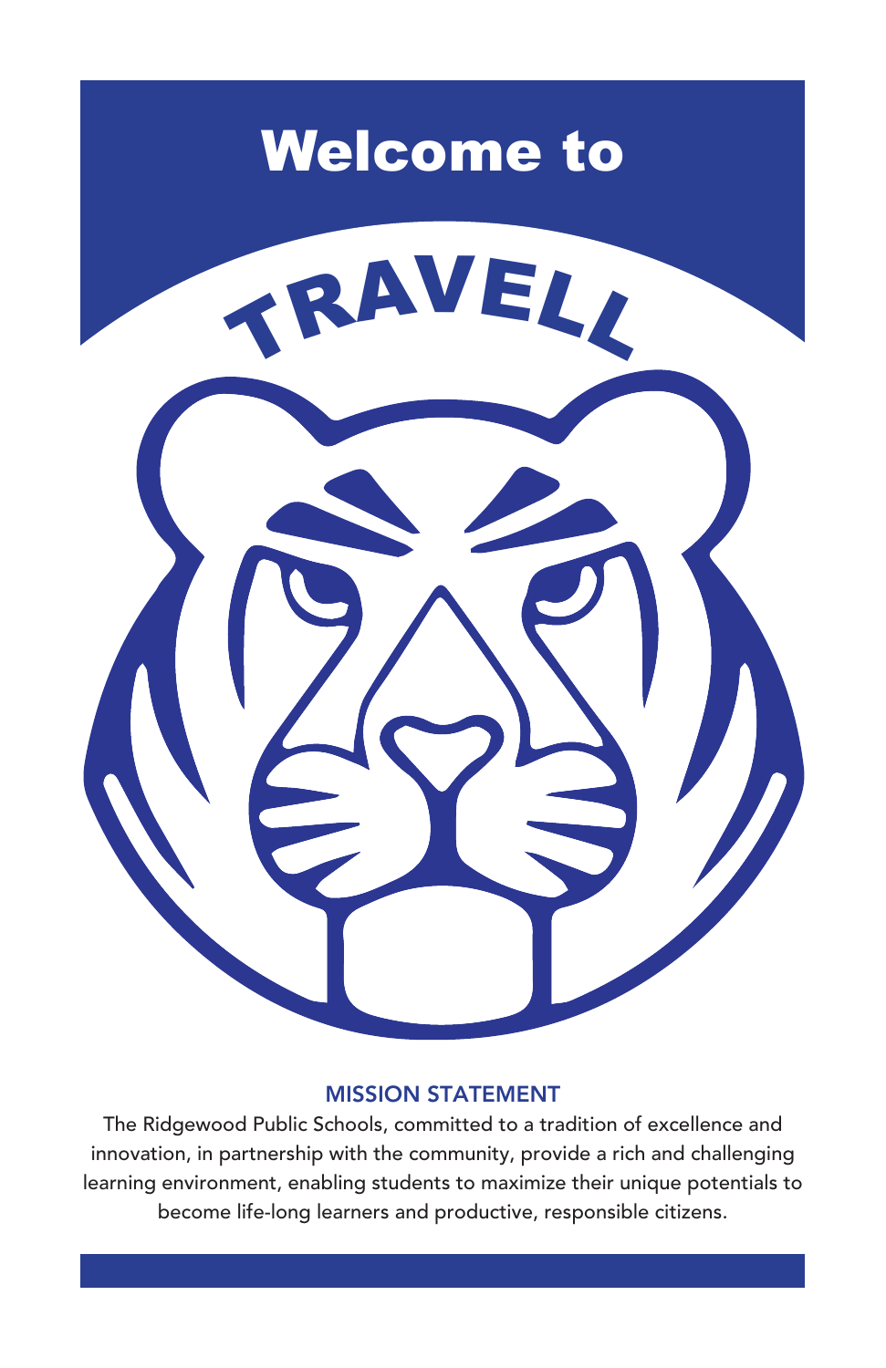# Welcome to

# TRAVELL

## MISSION STATEMENT

The Ridgewood Public Schools, committed to a tradition of excellence and innovation, in partnership with the community, provide a rich and challenging learning environment, enabling students to maximize their unique potentials to become life-long learners and productive, responsible citizens.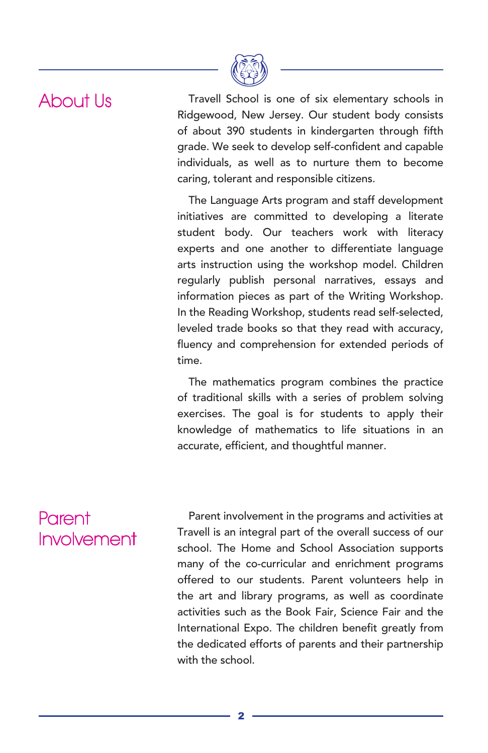## About Us

Travell School is one of six elementary schools in Ridgewood, New Jersey. Our student body consists of about 390 students in kindergarten through fifth grade. We seek to develop self-confident and capable individuals, as well as to nurture them to become caring, tolerant and responsible citizens.

The Language Arts program and staff development initiatives are committed to developing a literate student body. Our teachers work with literacy experts and one another to differentiate language arts instruction using the workshop model. Children regularly publish personal narratives, essays and information pieces as part of the Writing Workshop. In the Reading Workshop, students read self-selected, leveled trade books so that they read with accuracy, fluency and comprehension for extended periods of time.

The mathematics program combines the practice of traditional skills with a series of problem solving exercises. The goal is for students to apply their knowledge of mathematics to life situations in an accurate, efficient, and thoughtful manner.

## Parent Involvement

Parent involvement in the programs and activities at Travell is an integral part of the overall success of our school. The Home and School Association supports many of the co-curricular and enrichment programs offered to our students. Parent volunteers help in the art and library programs, as well as coordinate activities such as the Book Fair, Science Fair and the International Expo. The children benefit greatly from the dedicated efforts of parents and their partnership with the school.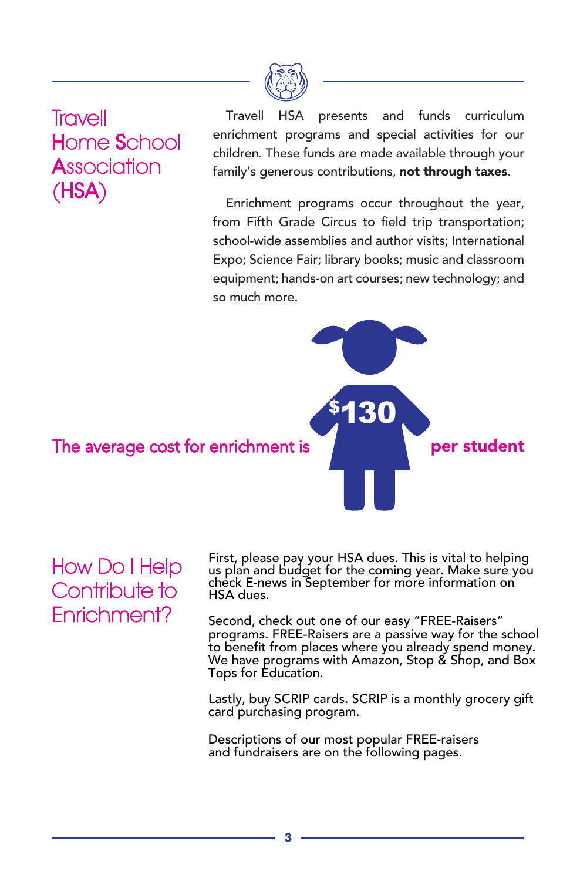## Travell Home School Association (HSA)

Travell HSA presents and funds curriculum enrichment programs and special activities for our children. These funds are made available through your family's generous contributions, **not through taxes**.

Enrichment programs occur throughout the year, from Fifth Grade Circus to field trip transportation; school-wide assemblies and author visits; International Expo; Science Fair; library books; music and classroom equipment; hands-on art courses; new technology; and so much more.

The average cost for enrichment is **$130 per student**

## How Do I Help Contribute to Enrichment?

First, please pay your HSA dues. This is vital to helping us plan and budget for the coming year. Make sure you check E-news in September for more information on HSA dues.

Second, check out one of our easy "FREE-Raisers" programs. FREE-Raisers are a passive way for the school to benefit from places where you already spend money. We have programs with Amazon, Stop & Shop, and Box Tops for Education.

Lastly, buy SCRIP cards. SCRIP is a monthly grocery gift card purchasing program.

Descriptions of our most popular FREE-raisers and fundraisers are on the following pages.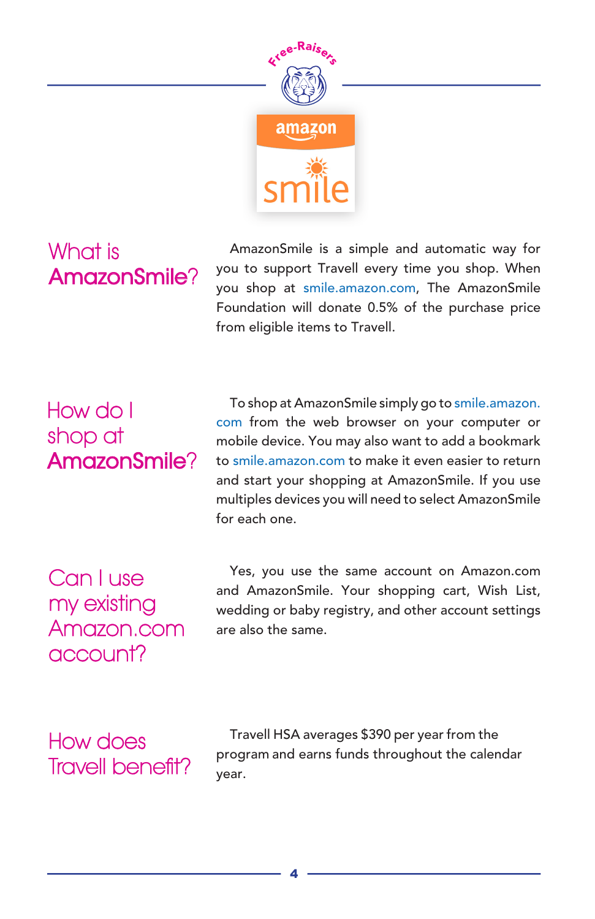## What is AmazonSmile?

AmazonSmile is a simple and automatic way for you to support Travell every time you shop. When you shop at smile.amazon.com, The AmazonSmile Foundation will donate 0.5% of the purchase price from eligible items to Travell.

## How do I shop at AmazonSmile?

To shop at AmazonSmile simply go to smile.amazon.com from the web browser on your computer or mobile device. You may also want to add a bookmark to smile.amazon.com to make it even easier to return and start your shopping at AmazonSmile. If you use multiples devices you will need to select AmazonSmile for each one.

## Can I use my existing Amazon.com account?

Yes, you use the same account on Amazon.com and AmazonSmile. Your shopping cart, Wish List, wedding or baby registry, and other account settings are also the same.

## How does Travell benefit?

Travell HSA averages $390 per year from the program and earns funds throughout the calendar year.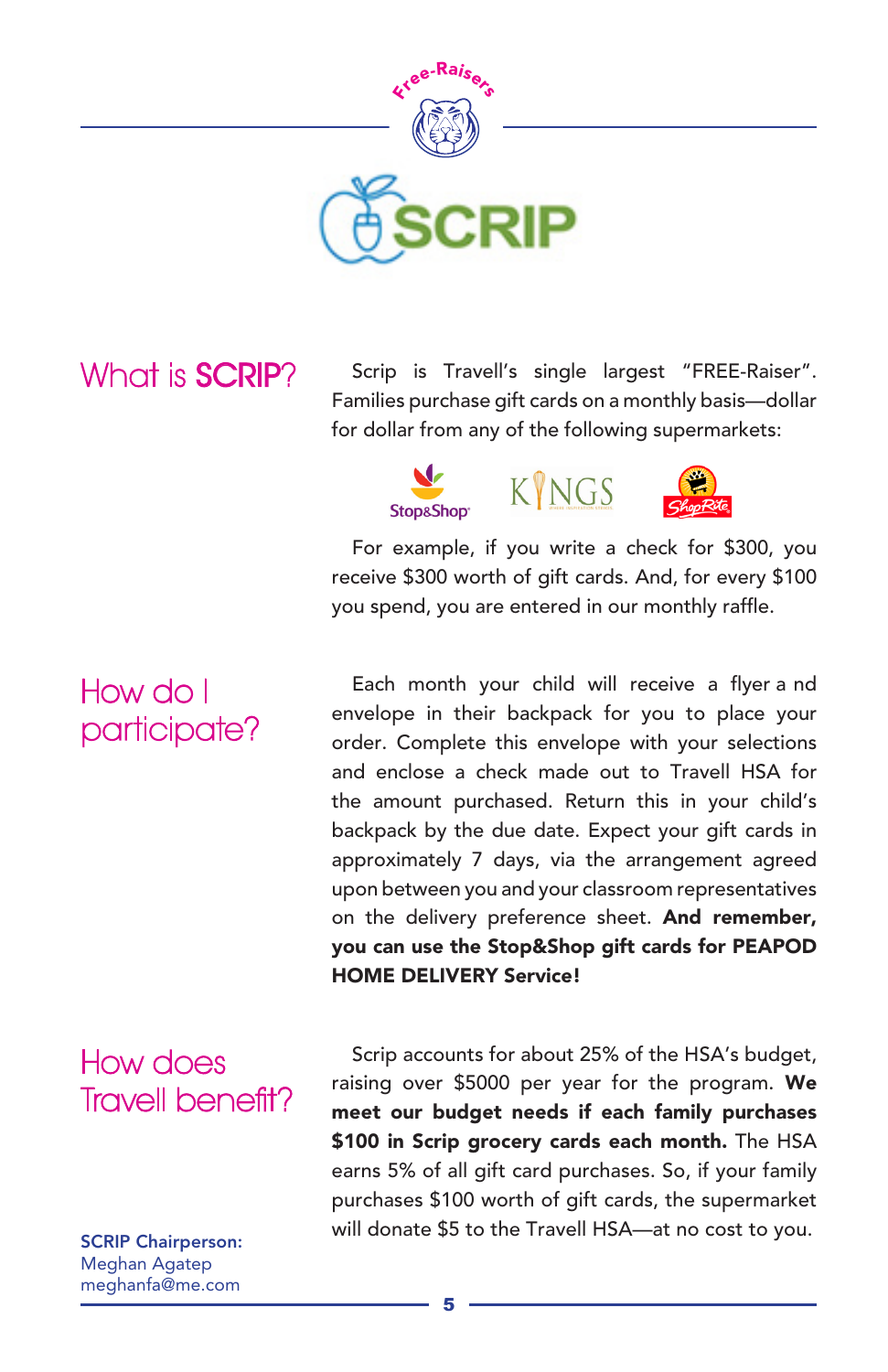Free-Raisers

# SCRIP

## What is SCRIP?

Scrip is Travell's single largest "FREE-Raiser". Families purchase gift cards on a monthly basis—dollar for dollar from any of the following supermarkets:

Stop&Shop KINGS ShopRite

For example, if you write a check for $300, you receive $300 worth of gift cards. And, for every $100 you spend, you are entered in our monthly raffle.

## How do I participate?

Each month your child will receive a flyer a nd envelope in their backpack for you to place your order. Complete this envelope with your selections and enclose a check made out to Travell HSA for the amount purchased. Return this in your child's backpack by the due date. Expect your gift cards in approximately 7 days, via the arrangement agreed upon between you and your classroom representatives on the delivery preference sheet. **And remember, you can use the Stop&Shop gift cards for PEAPOD HOME DELIVERY Service!**

## How does Travell benefit?

Scrip accounts for about 25% of the HSA's budget, raising over $5000 per year for the program. **We meet our budget needs if each family purchases $100 in Scrip grocery cards each month.** The HSA earns 5% of all gift card purchases. So, if your family purchases $100 worth of gift cards, the supermarket will donate $5 to the Travell HSA—at no cost to you.

**SCRIP Chairperson:**
Meghan Agatep
meghanfa@me.com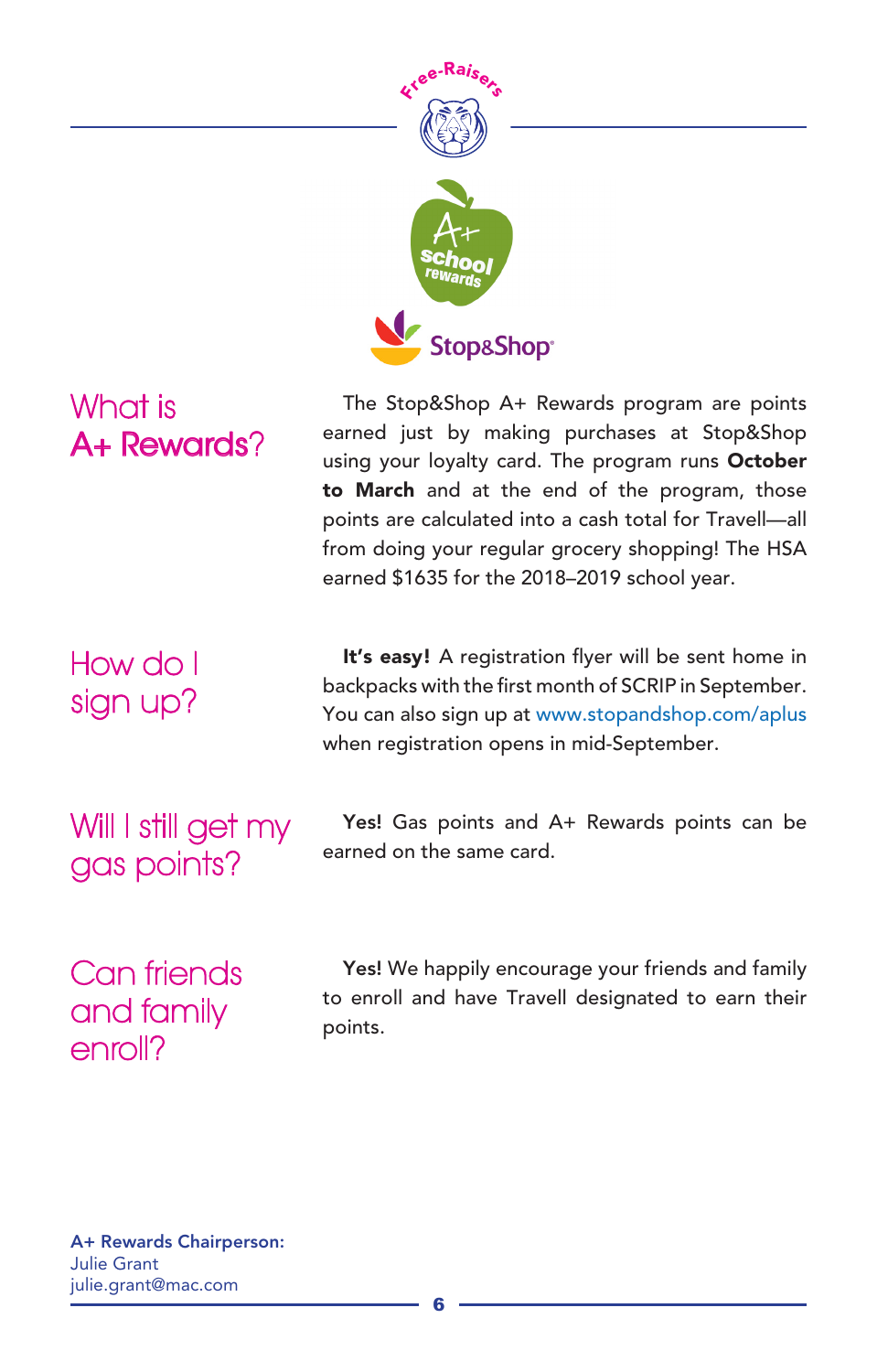## What is A+ Rewards?

The Stop&Shop A+ Rewards program are points earned just by making purchases at Stop&Shop using your loyalty card. The program runs **October to March** and at the end of the program, those points are calculated into a cash total for Travell—all from doing your regular grocery shopping! The HSA earned $1635 for the 2018–2019 school year.

## How do I sign up?

**It's easy!** A registration flyer will be sent home in backpacks with the first month of SCRIP in September. You can also sign up at www.stopandshop.com/aplus when registration opens in mid-September.

## Will I still get my gas points?

**Yes!** Gas points and A+ Rewards points can be earned on the same card.

## Can friends and family enroll?

**Yes!** We happily encourage your friends and family to enroll and have Travell designated to earn their points.

**A+ Rewards Chairperson:**
Julie Grant
julie.grant@mac.com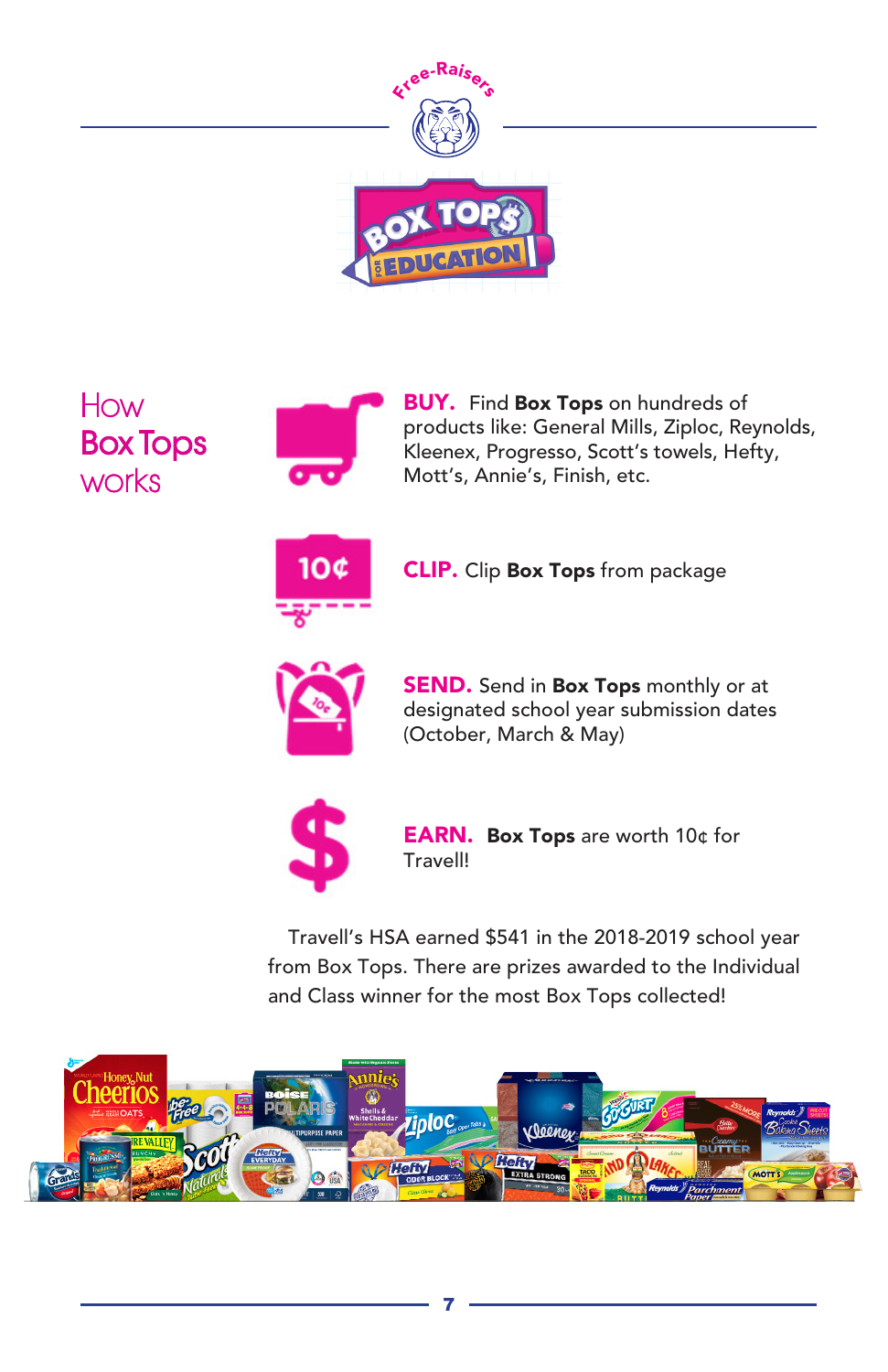# How Box Tops works

**BUY.** Find **Box Tops** on hundreds of products like: General Mills, Ziploc, Reynolds, Kleenex, Progresso, Scott's towels, Hefty, Mott's, Annie's, Finish, etc.

**CLIP.** Clip **Box Tops** from package

**SEND.** Send in **Box Tops** monthly or at designated school year submission dates (October, March & May)

**EARN.** **Box Tops** are worth 10¢ for Travell!

Travell's HSA earned $541 in the 2018-2019 school year from Box Tops. There are prizes awarded to the Individual and Class winner for the most Box Tops collected!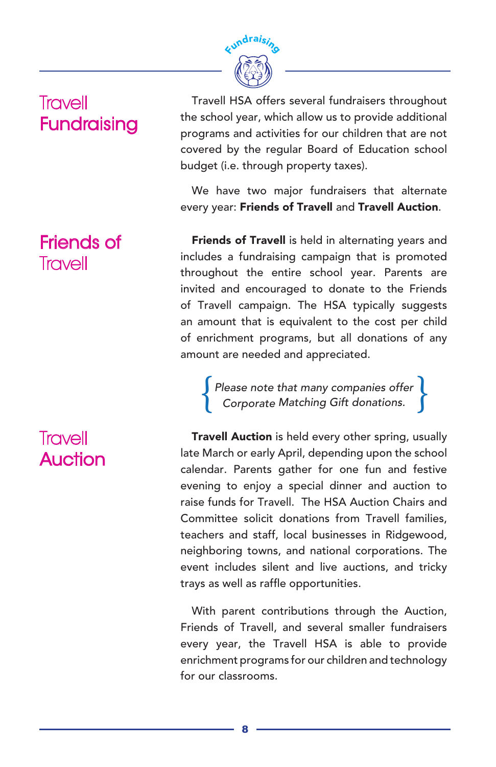## Travell Fundraising

Travell HSA offers several fundraisers throughout the school year, which allow us to provide additional programs and activities for our children that are not covered by the regular Board of Education school budget (i.e. through property taxes).

We have two major fundraisers that alternate every year: **Friends of Travell** and **Travell Auction**.

## Friends of Travell

**Friends of Travell** is held in alternating years and includes a fundraising campaign that is promoted throughout the entire school year. Parents are invited and encouraged to donate to the Friends of Travell campaign. The HSA typically suggests an amount that is equivalent to the cost per child of enrichment programs, but all donations of any amount are needed and appreciated.

*Please note that many companies offer Corporate Matching Gift donations.*

## Travell Auction

**Travell Auction** is held every other spring, usually late March or early April, depending upon the school calendar. Parents gather for one fun and festive evening to enjoy a special dinner and auction to raise funds for Travell. The HSA Auction Chairs and Committee solicit donations from Travell families, teachers and staff, local businesses in Ridgewood, neighboring towns, and national corporations. The event includes silent and live auctions, and tricky trays as well as raffle opportunities.

With parent contributions through the Auction, Friends of Travell, and several smaller fundraisers every year, the Travell HSA is able to provide enrichment programs for our children and technology for our classrooms.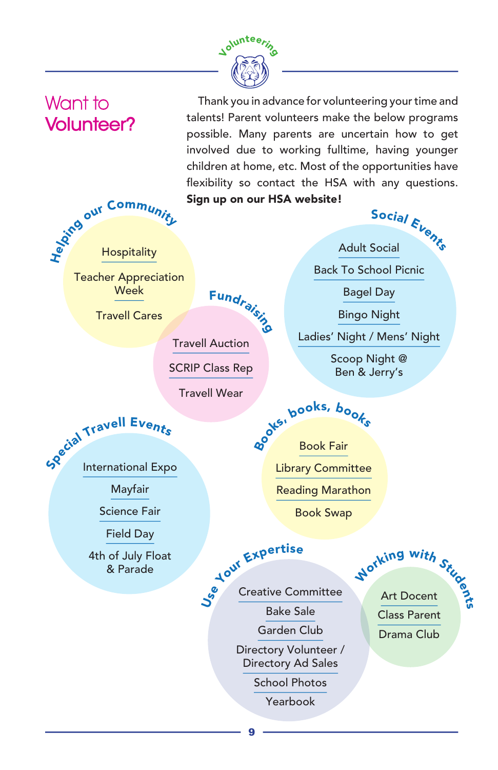Volunteering

# Want to Volunteer?

Thank you in advance for volunteering your time and talents! Parent volunteers make the below programs possible. Many parents are uncertain how to get involved due to working fulltime, having younger children at home, etc. Most of the opportunities have flexibility so contact the HSA with any questions. **Sign up on our HSA website!**

## Helping our Community

- Hospitality
- Teacher Appreciation Week
- Travell Cares

## Fundraising

- Travell Auction
- SCRIP Class Rep
- Travell Wear

## Social Events

- Adult Social
- Back To School Picnic
- Bagel Day
- Bingo Night
- Ladies' Night / Mens' Night
- Scoop Night @ Ben & Jerry's

## Special Travell Events

- International Expo
- Mayfair
- Science Fair
- Field Day
- 4th of July Float & Parade

## Books, books, books

- Book Fair
- Library Committee
- Reading Marathon
- Book Swap

## Use Your Expertise

- Creative Committee
- Bake Sale
- Garden Club
- Directory Volunteer / Directory Ad Sales
- School Photos
- Yearbook

## Working with Students

- Art Docent
- Class Parent
- Drama Club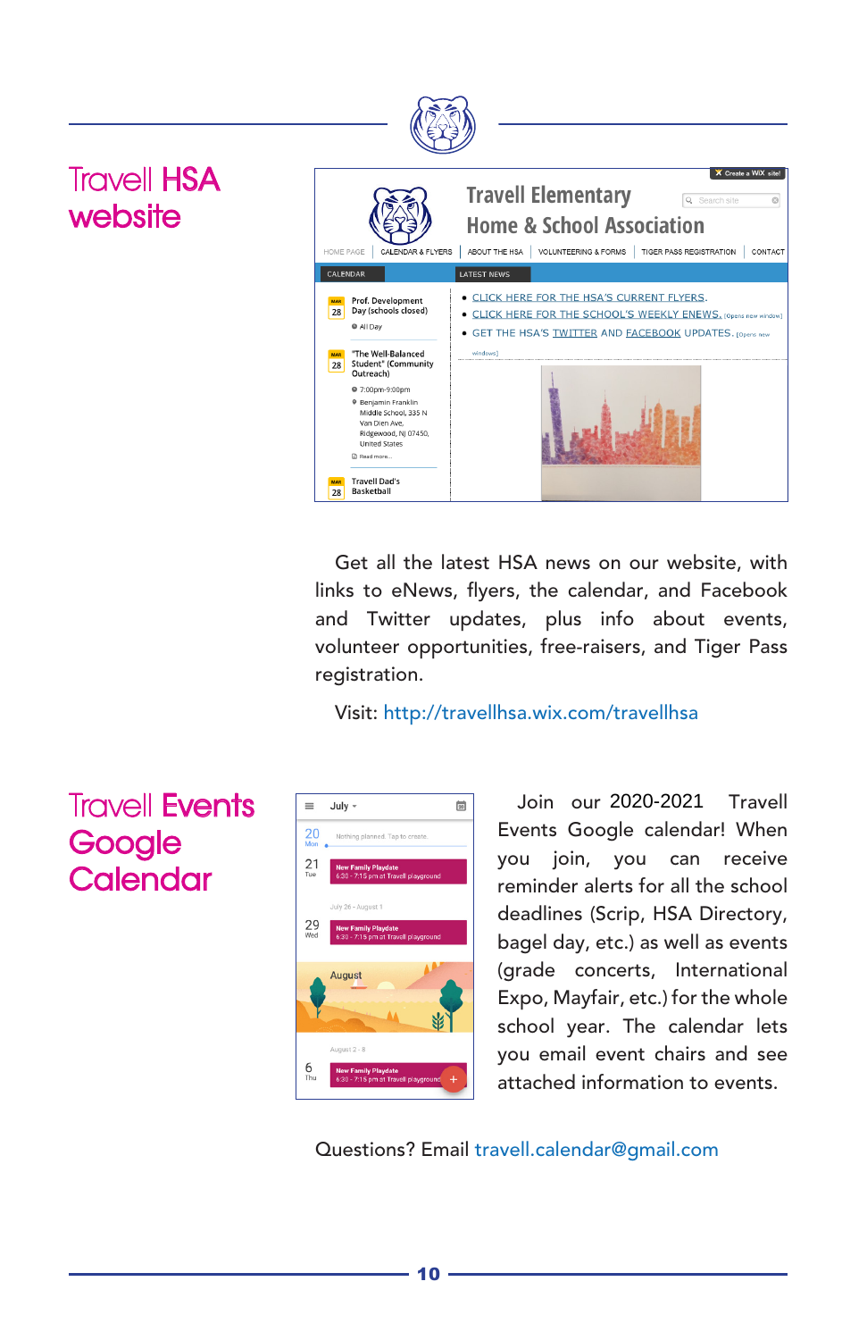## Travell HSA website

Get all the latest HSA news on our website, with links to eNews, flyers, the calendar, and Facebook and Twitter updates, plus info about events, volunteer opportunities, free-raisers, and Tiger Pass registration.

Visit: http://travellhsa.wix.com/travellhsa

## Travell Events Google Calendar

Join our 2020-2021 Travell Events Google calendar! When you join, you can receive reminder alerts for all the school deadlines (Scrip, HSA Directory, bagel day, etc.) as well as events (grade concerts, International Expo, Mayfair, etc.) for the whole school year. The calendar lets you email event chairs and see attached information to events.

Questions? Email travell.calendar@gmail.com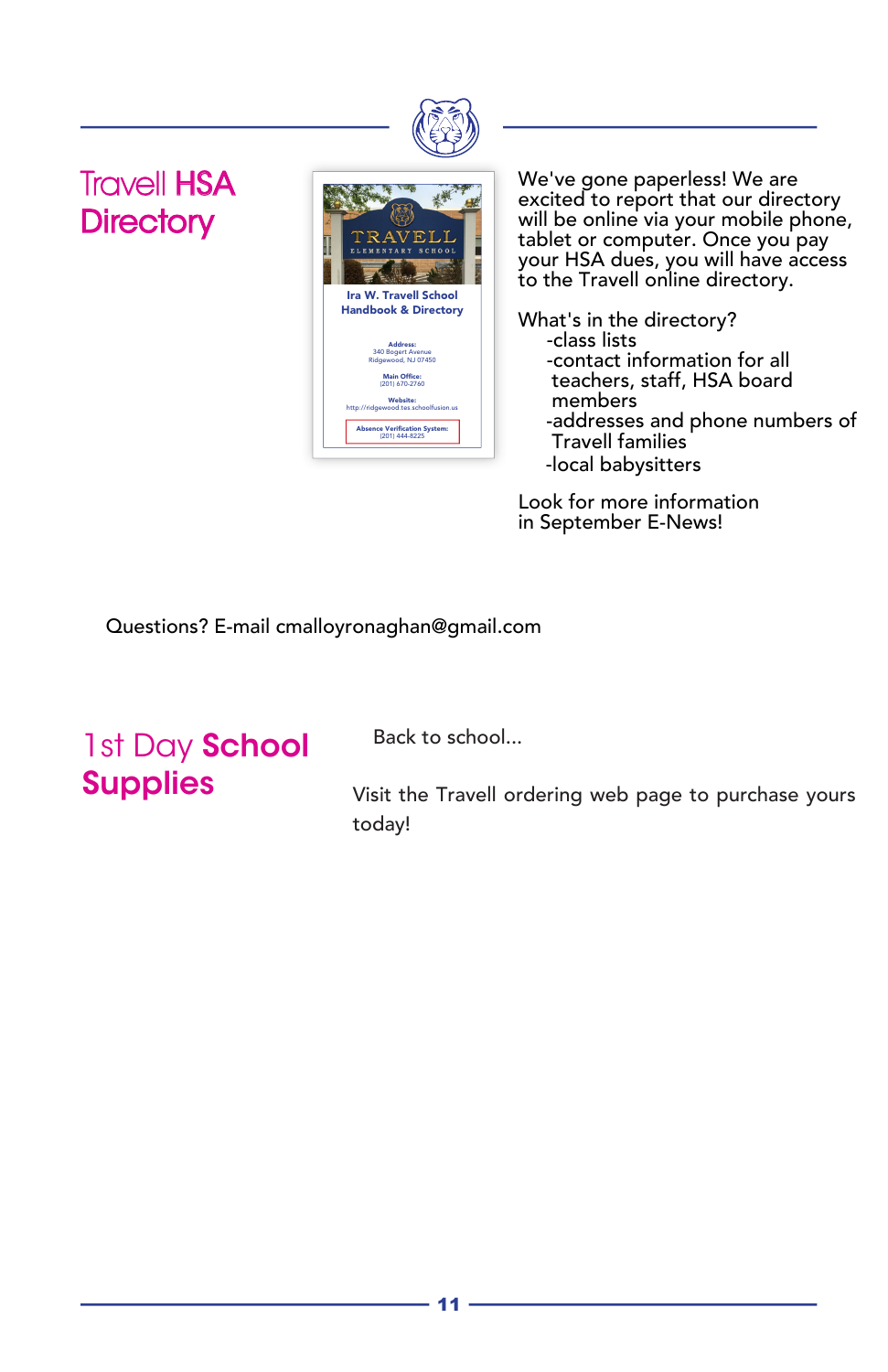## Travell HSA Directory

We've gone paperless! We are excited to report that our directory will be online via your mobile phone, tablet or computer. Once you pay your HSA dues, you will have access to the Travell online directory.

What's in the directory?

- class lists
- contact information for all teachers, staff, HSA board members
- addresses and phone numbers of Travell families
- local babysitters

Look for more information in September E-News!

Questions? E-mail cmalloyronaghan@gmail.com

## 1st Day School Supplies

Back to school...

Visit the Travell ordering web page to purchase yours today!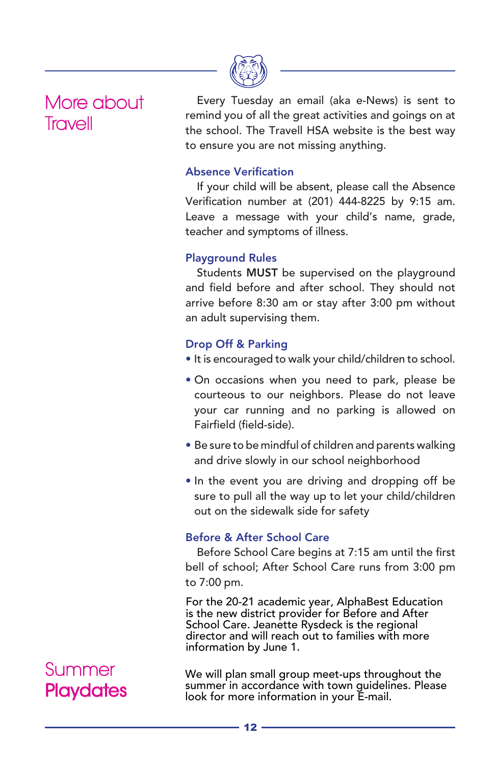# More about Travell

Every Tuesday an email (aka e-News) is sent to remind you of all the great activities and goings on at the school. The Travell HSA website is the best way to ensure you are not missing anything.

### Absence Verification

If your child will be absent, please call the Absence Verification number at (201) 444-8225 by 9:15 am. Leave a message with your child's name, grade, teacher and symptoms of illness.

### Playground Rules

Students **MUST** be supervised on the playground and field before and after school. They should not arrive before 8:30 am or stay after 3:00 pm without an adult supervising them.

### Drop Off & Parking

- It is encouraged to walk your child/children to school.
- On occasions when you need to park, please be courteous to our neighbors. Please do not leave your car running and no parking is allowed on Fairfield (field-side).
- Be sure to be mindful of children and parents walking and drive slowly in our school neighborhood
- In the event you are driving and dropping off be sure to pull all the way up to let your child/children out on the sidewalk side for safety

### Before & After School Care

Before School Care begins at 7:15 am until the first bell of school; After School Care runs from 3:00 pm to 7:00 pm.

For the 20-21 academic year, AlphaBest Education is the new district provider for Before and After School Care. Jeanette Rysdeck is the regional director and will reach out to families with more information by June 1.

# Summer **Playdates**

We will plan small group meet-ups throughout the summer in accordance with town guidelines. Please look for more information in your E-mail.